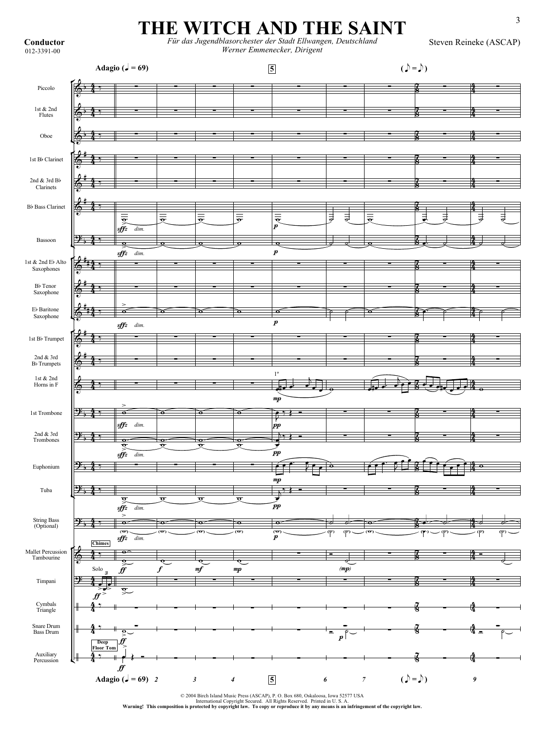# THE WITCH AND THE SAINT

**Conductor**
012-3391-00

*Für das Jugendblasorchester der Stadt Ellwangen, Deutschland*
*Werner Emmenecker, Dirigent*

Steven Reineke (ASCAP)

© 2004 Birch Island Music Press (ASCAP), P. O. Box 680, Oskaloosa, Iowa 52577 USA
International Copyright Secured. All Rights Reserved. Printed in U. S. A.
**Warning! This composition is protected by copyright law. To copy or reproduce it by any means is an infringement of the copyright law.**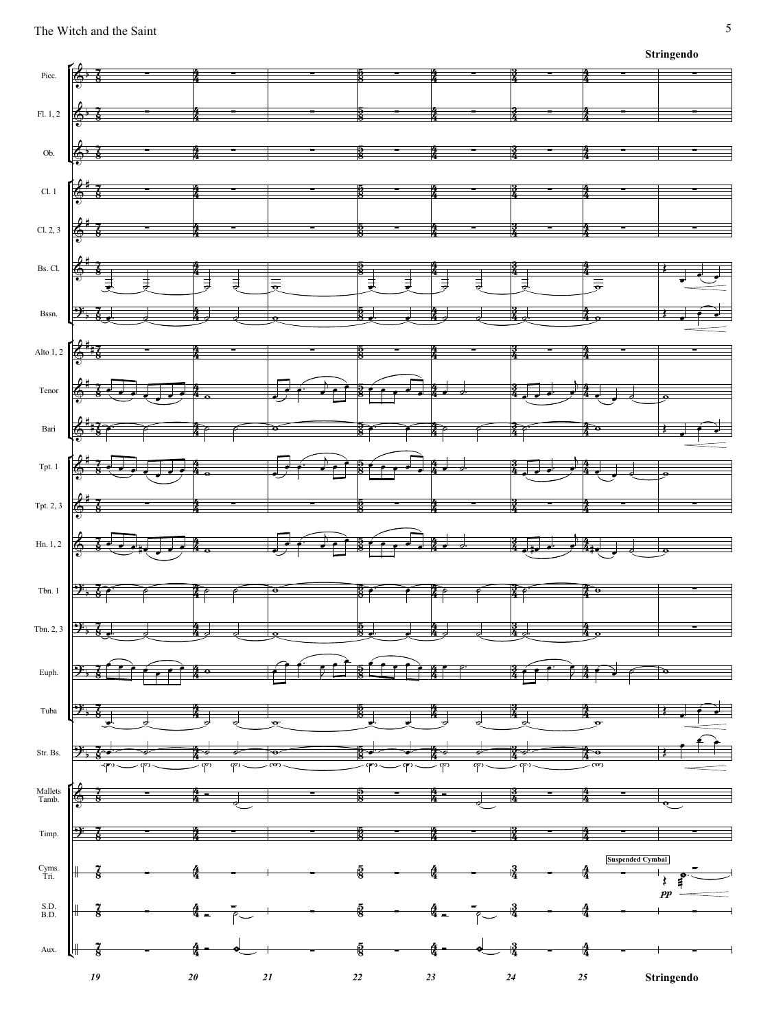**Stringendo**

Picc.

Fl. 1, 2

Ob.

Cl. 1

Cl. 2, 3

Bs. Cl.

Bssn.

Alto 1, 2

Tenor

Bari

Tpt. 1

Tpt. 2, 3

Hn. 1, 2

Tbn. 1

Tbn. 2, 3

Euph.

Tuba

Str. Bs.

Mallets Tamb.

Timp.

Cyms. Tri.

Suspended Cymbal

*pp*

S.D. B.D.

Aux.

19 20 21 22 23 24 25

**Stringendo**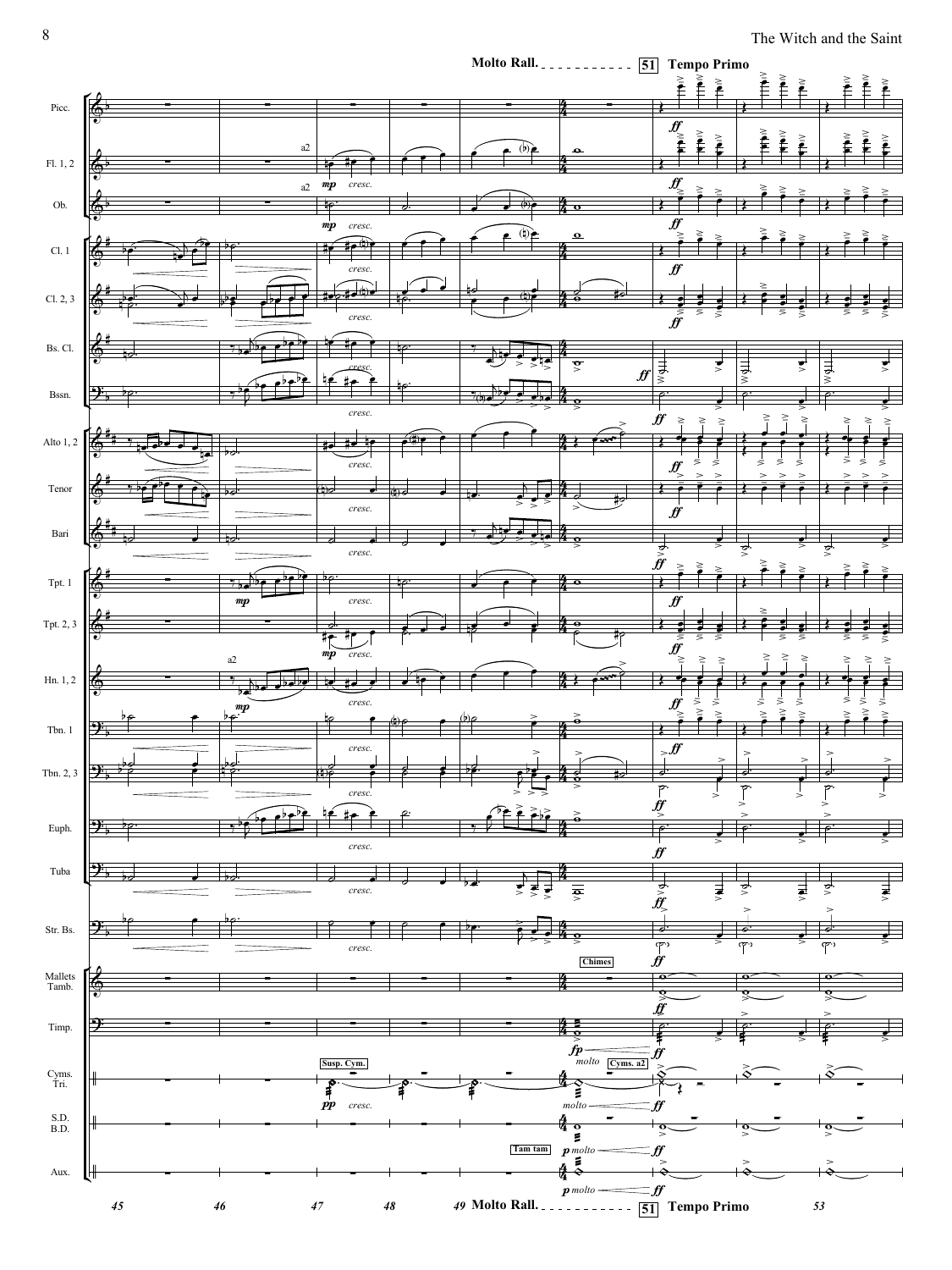Molto Rall. 51 Tempo Primo

Picc.

Fl. 1, 2

Ob.

Cl. 1

Cl. 2, 3

Bs. Cl.

Bssn.

Alto 1, 2

Tenor

Bari

Tpt. 1

Tpt. 2, 3

Hn. 1, 2

Tbn. 1

Tbn. 2, 3

Euph.

Tuba

Str. Bs.

Mallets Tamb. — Chimes

Timp.

Cyms. Tri. — Susp. Cym. — Cyms. a2

S.D. B.D.

Aux. — Tam tam

a2 *mp* *cresc.* *ff* *fp* *molto* *pp* *p*

45 46 47 48 49 Molto Rall. 51 Tempo Primo 53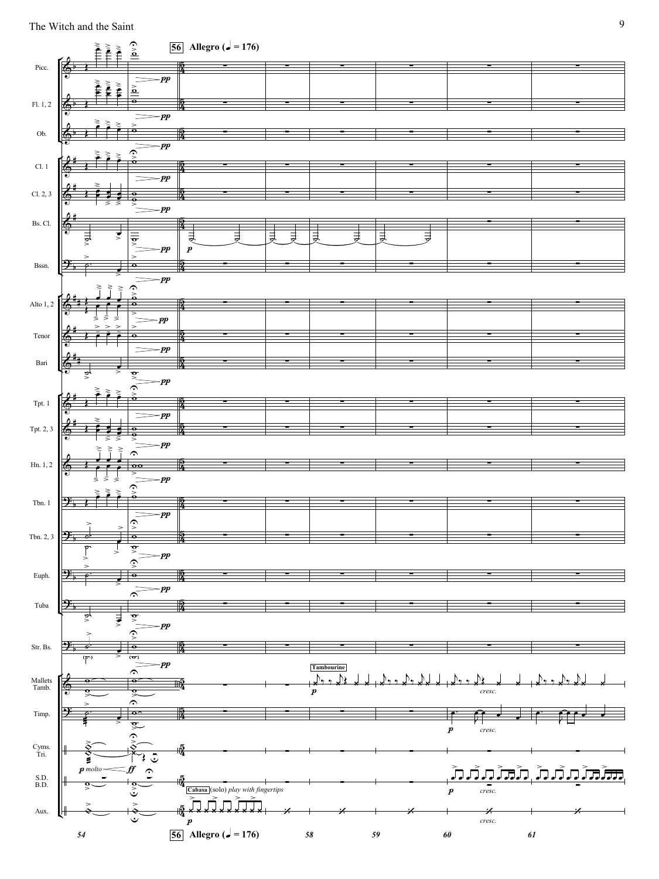56 Allegro (♩ = 176)

Picc.

Fl. 1, 2

Ob.

Cl. 1

Cl. 2, 3

Bs. Cl.

Bssn.

Alto 1, 2

Tenor

Bari

Tpt. 1

Tpt. 2, 3

Hn. 1, 2

Tbn. 1

Tbn. 2, 3

Euph.

Tuba

Str. Bs.

Mallets Tamb.

Timp.

Cyms. Tri.

S.D. B.D.

Aux.

Tambourine

Cabasa (solo) *play with fingertips*

*p molto* *ff* *pp* *p* *cresc.*

54 56 Allegro (♩ = 176) 58 59 60 61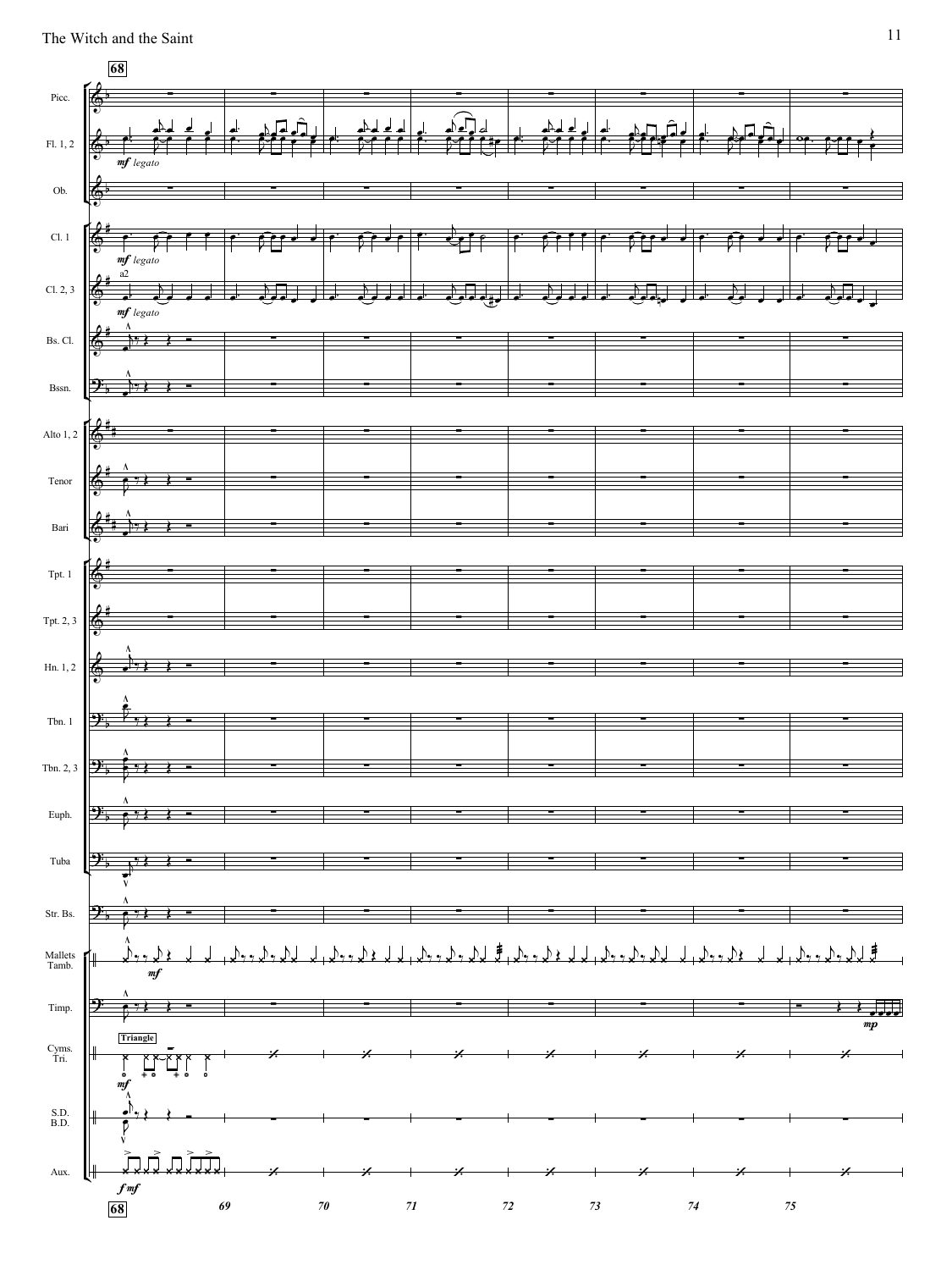**68**

Picc.

Fl. 1, 2 — *mf legato*

Ob.

Cl. 1 — *mf legato*

Cl. 2, 3 — a2 — *mf legato*

Bs. Cl.

Bssn.

Alto 1, 2

Tenor

Bari

Tpt. 1

Tpt. 2, 3

Hn. 1, 2

Tbn. 1

Tbn. 2, 3

Euph.

Tuba

Str. Bs.

Mallets / Tamb. — *mf*

Timp. — *mp*

Cyms. / Tri. — Triangle — *mf*

S.D. / B.D.

Aux. — *f mf*

**68** 69 70 71 72 73 74 75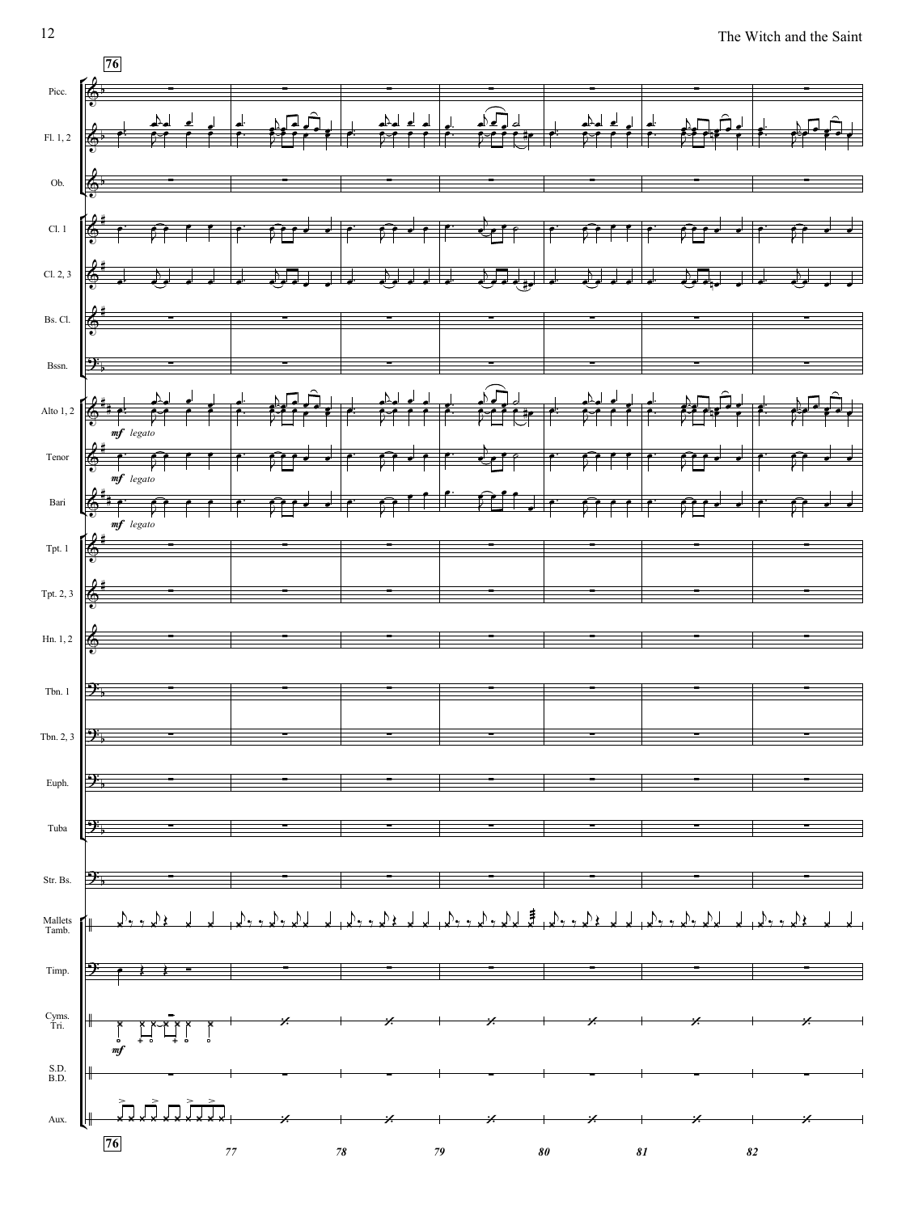76

Picc.

Fl. 1, 2

Ob.

Cl. 1

Cl. 2, 3

Bs. Cl.

Bssn.

Alto 1, 2

*mf legato*

Tenor

*mf legato*

Bari

*mf legato*

Tpt. 1

Tpt. 2, 3

Hn. 1, 2

Tbn. 1

Tbn. 2, 3

Euph.

Tuba

Str. Bs.

Mallets Tamb.

Timp.

Cyms. Tri.

*mf*

S.D. B.D.

Aux.

76 77 78 79 80 81 82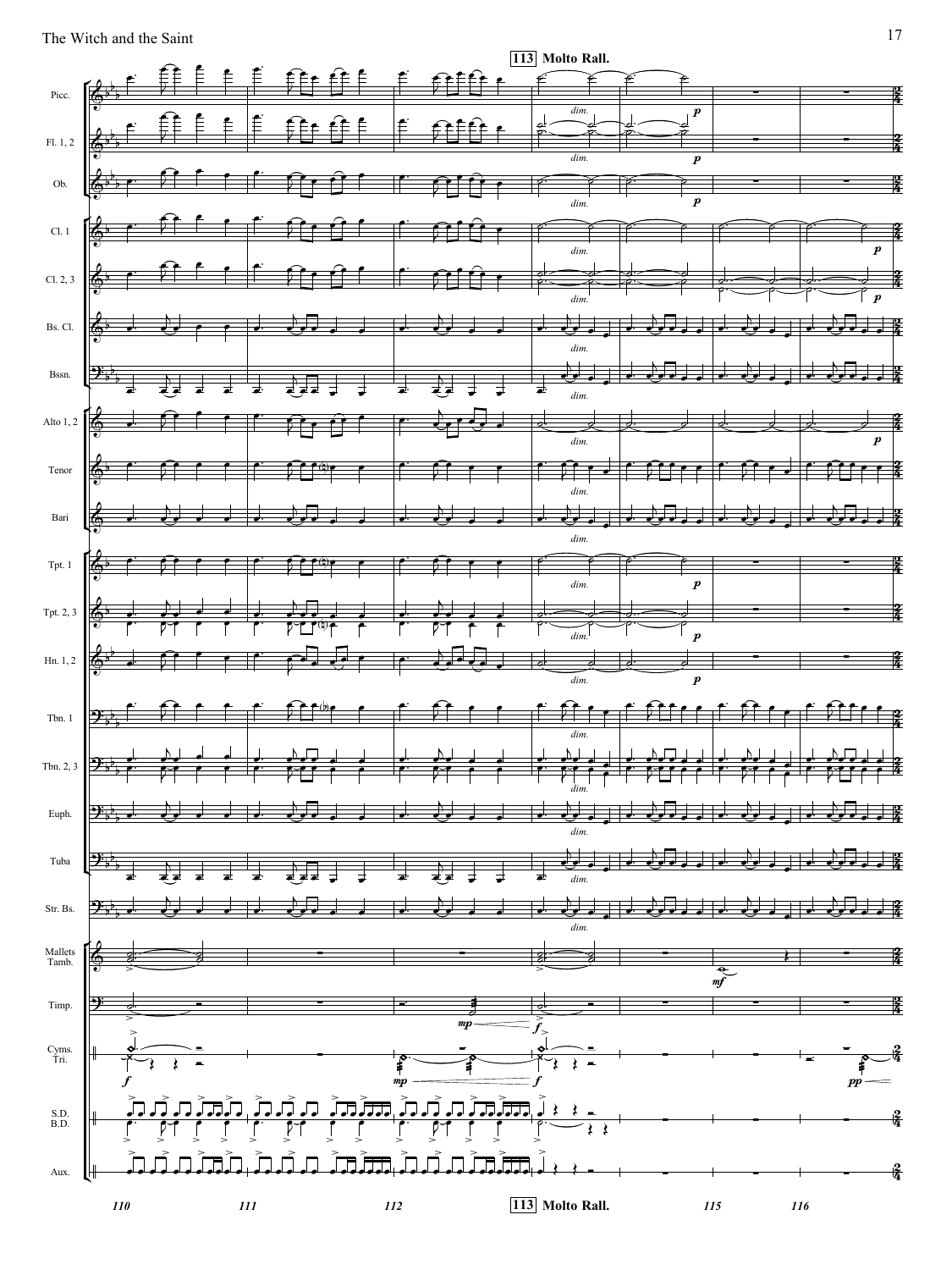**113** Molto Rall.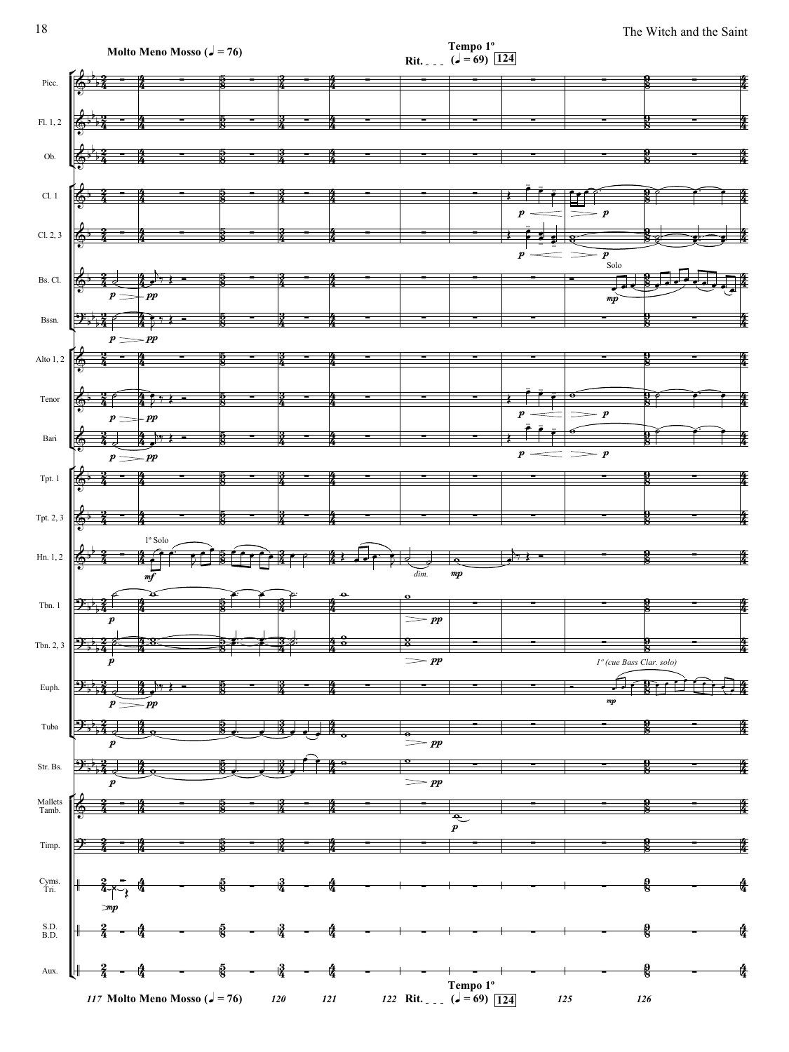**Molto Meno Mosso (♩ = 76)**

**Rit.** **Tempo 1º (♩ = 69)** **124**

Picc.

Fl. 1, 2

Ob.

Cl. 1

Cl. 2, 3

Bs. Cl.

Bssn.

Alto 1, 2

Tenor

Bari

Tpt. 1

Tpt. 2, 3

Hn. 1, 2

Tbn. 1

Tbn. 2, 3

Euph.

Tuba

Str. Bs.

Mallets Tamb.

Timp.

Cyms. Tri.

S.D. B.D.

Aux.

*p* *pp* *mp* *mf* *dim.* Solo 1º Solo *1º (cue Bass Clar. solo)*

117 **Molto Meno Mosso (♩ = 76)** 120 121 122 **Rit.** **Tempo 1º (♩ = 69)** **124** 125 126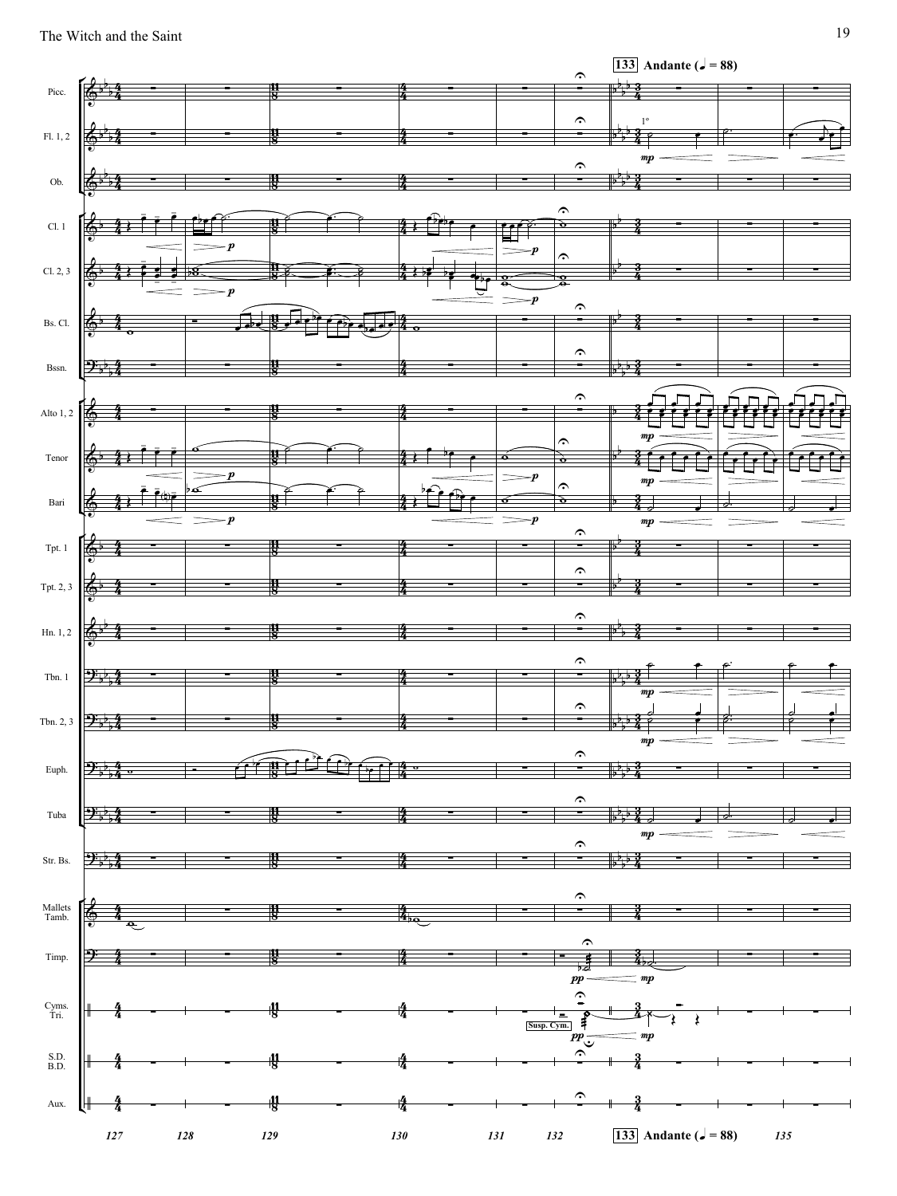**133** Andante (♩ = 88)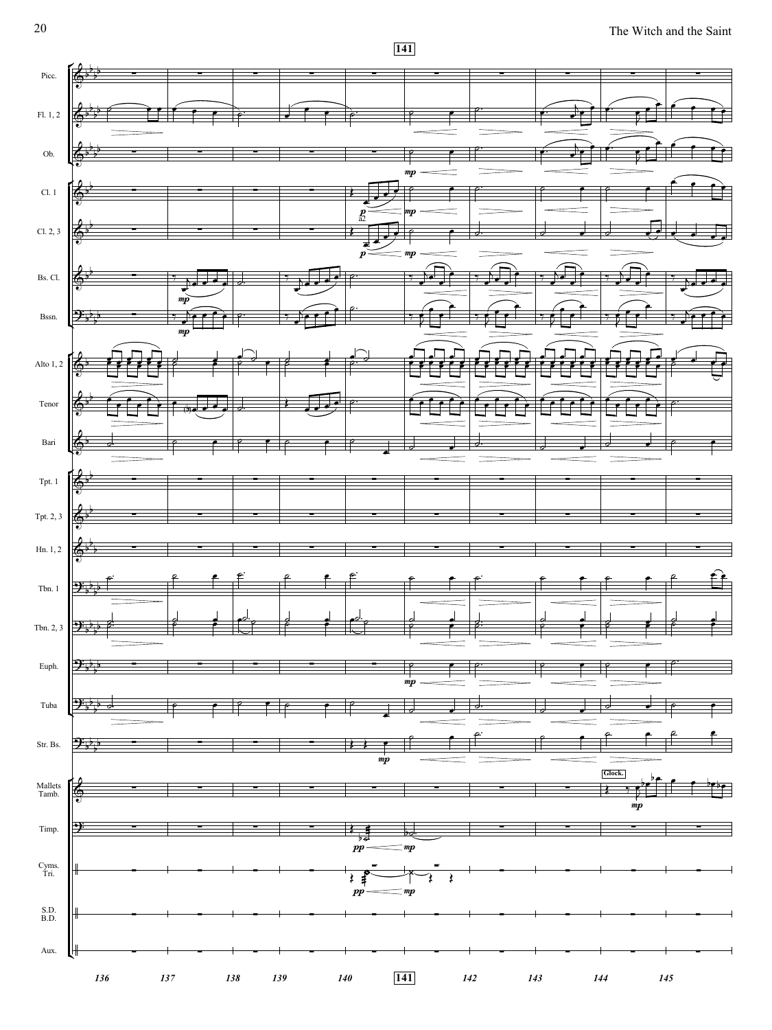141

Picc.

Fl. 1, 2

Ob.

Cl. 1

Cl. 2, 3

Bs. Cl.

Bssn.

Alto 1, 2

Tenor

Bari

Tpt. 1

Tpt. 2, 3

Hn. 1, 2

Tbn. 1

Tbn. 2, 3

Euph.

Tuba

Str. Bs.

Mallets Tamb.

Timp.

Cyms. Tri.

S.D. B.D.

Aux.

136 137 138 139 140 141 142 143 144 145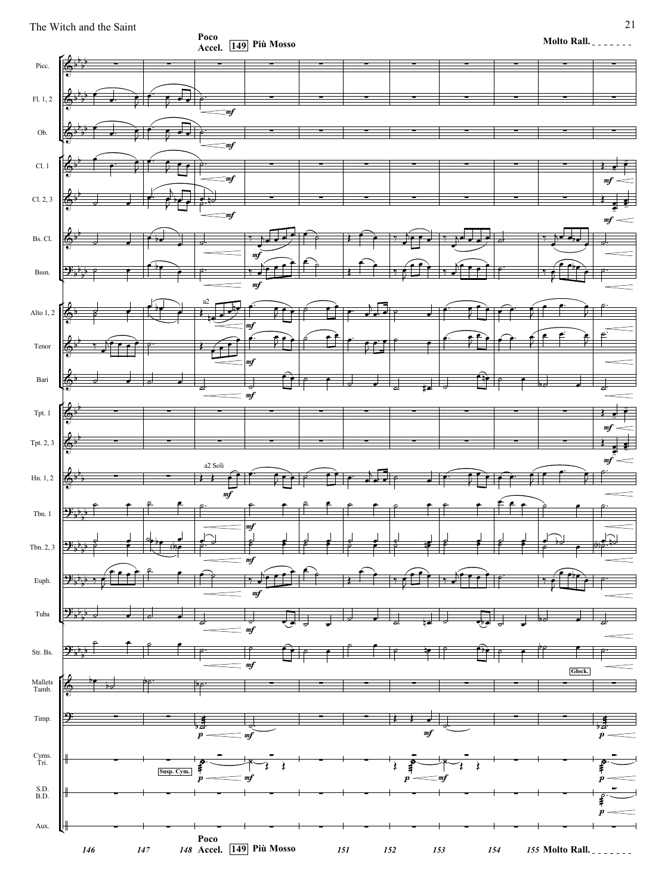Poco Accel. 149 Più Mosso

Molto Rall.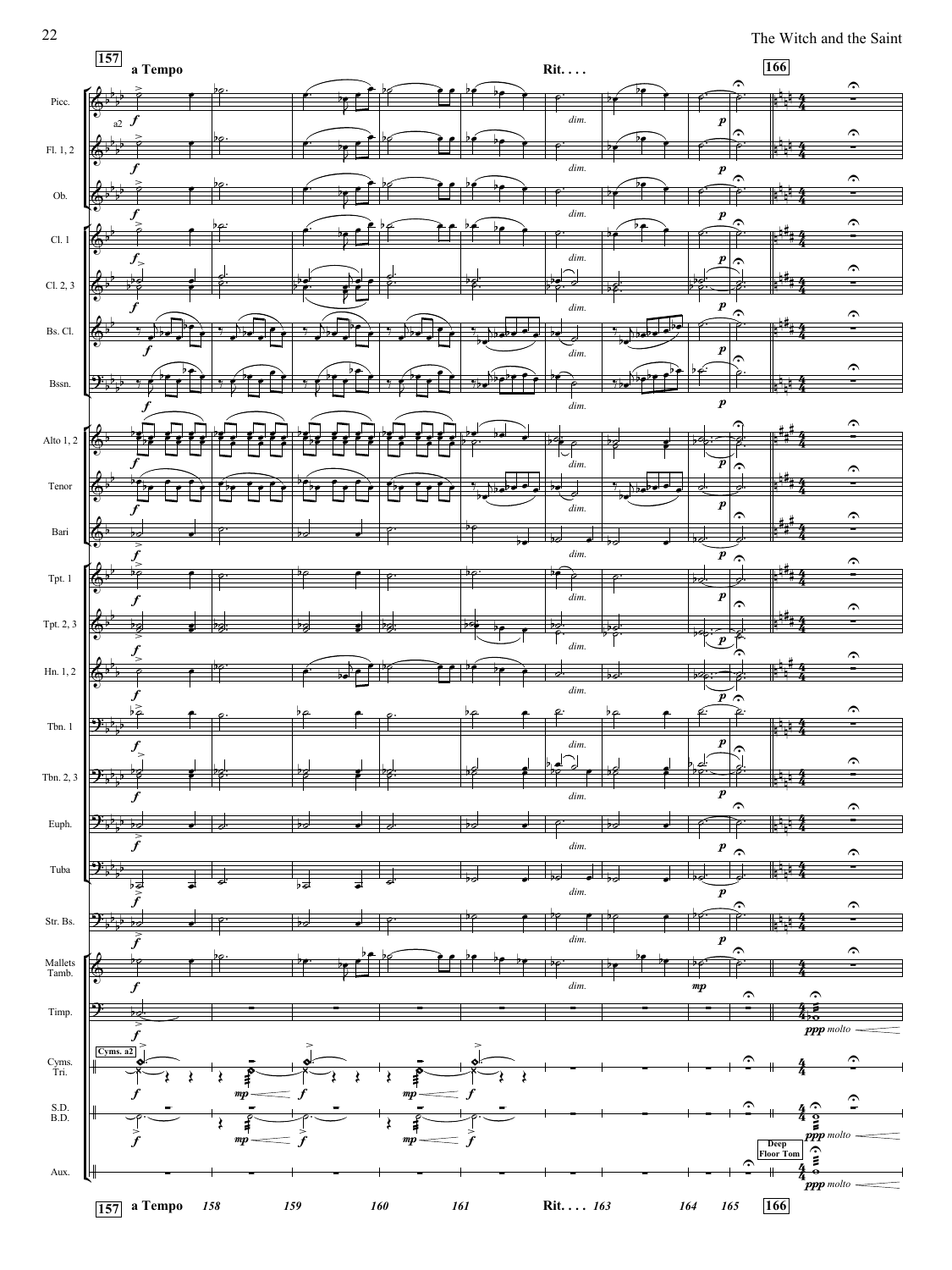**157** a Tempo — Rit. . . . — **166**

Picc., Fl. 1, 2, Ob., Cl. 1, Cl. 2, 3, Bs. Cl., Bssn., Alto 1, 2, Tenor, Bari, Tpt. 1, Tpt. 2, 3, Hn. 1, 2, Tbn. 1, Tbn. 2, 3, Euph., Tuba, Str. Bs., Mallets Tamb., Timp., Cyms. Tri., S.D. B.D., Aux.

Cyms. a2

Deep Floor Tom

*ppp molto*

**157** a Tempo 158 159 160 161 Rit. . . . 163 164 165 **166**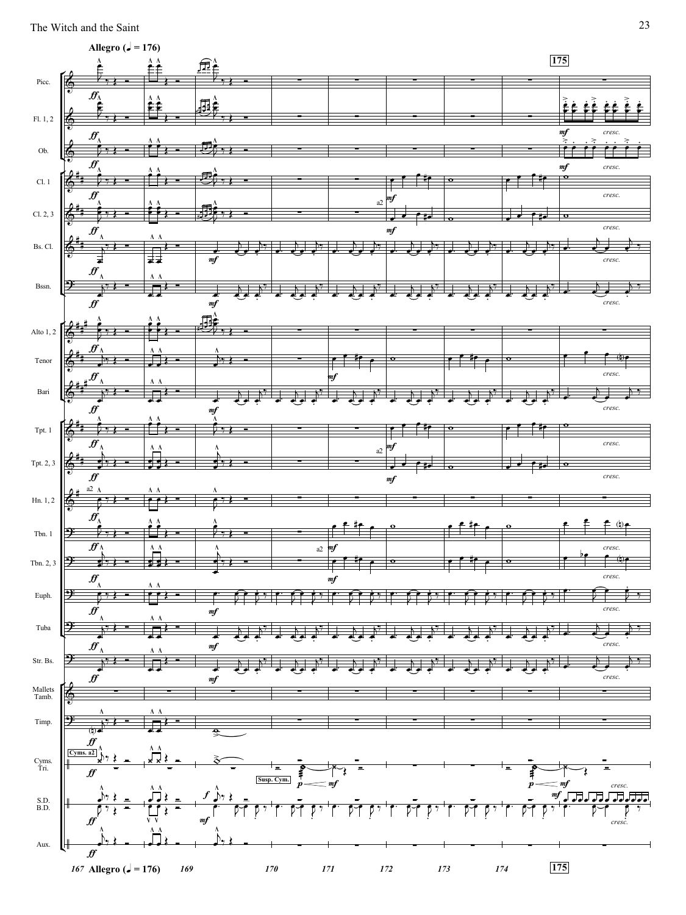**Allegro (♩ = 176)**

**175**

Picc.

Fl. 1, 2

Ob.

Cl. 1

Cl. 2, 3

Bs. Cl.

Bssn.

Alto 1, 2

Tenor

Bari

Tpt. 1

Tpt. 2, 3

Hn. 1, 2

Tbn. 1

Tbn. 2, 3

Euph.

Tuba

Str. Bs.

Mallets
Tamb.

Timp.

Cyms.
Tri.

S.D.
B.D.

Aux.

*ff* *mf* *p* *cresc.* a2

Cyms. a2

Susp. Cym.

167 **Allegro (♩ = 176)** 169 170 171 172 173 174 **175**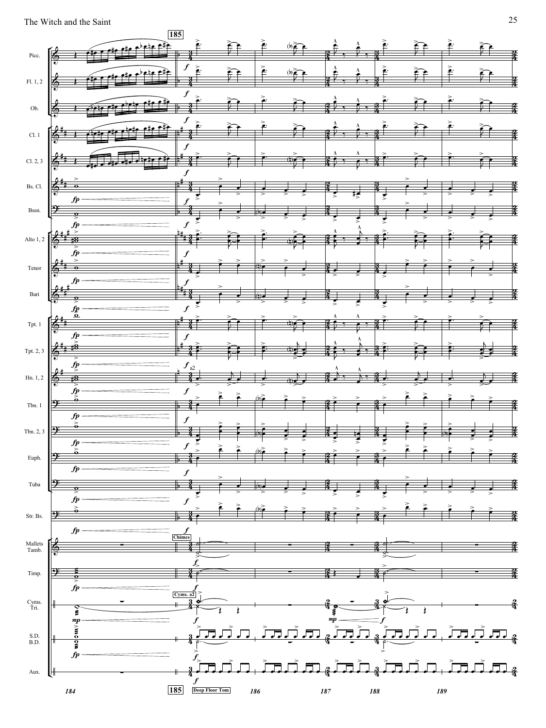**185**

Picc.

Fl. 1, 2

Ob.

Cl. 1

Cl. 2, 3

Bs. Cl.

Bssn.

Alto 1, 2

Tenor

Bari

Tpt. 1

Tpt. 2, 3

Hn. 1, 2 — a2

Tbn. 1

Tbn. 2, 3

Euph.

Tuba

Str. Bs.

Mallets / Tamb. — Chimes

Timp.

Cyms. / Tri. — Cyms. a2

S.D. / B.D.

Aux. — Deep Floor Tom

184 185 186 187 188 189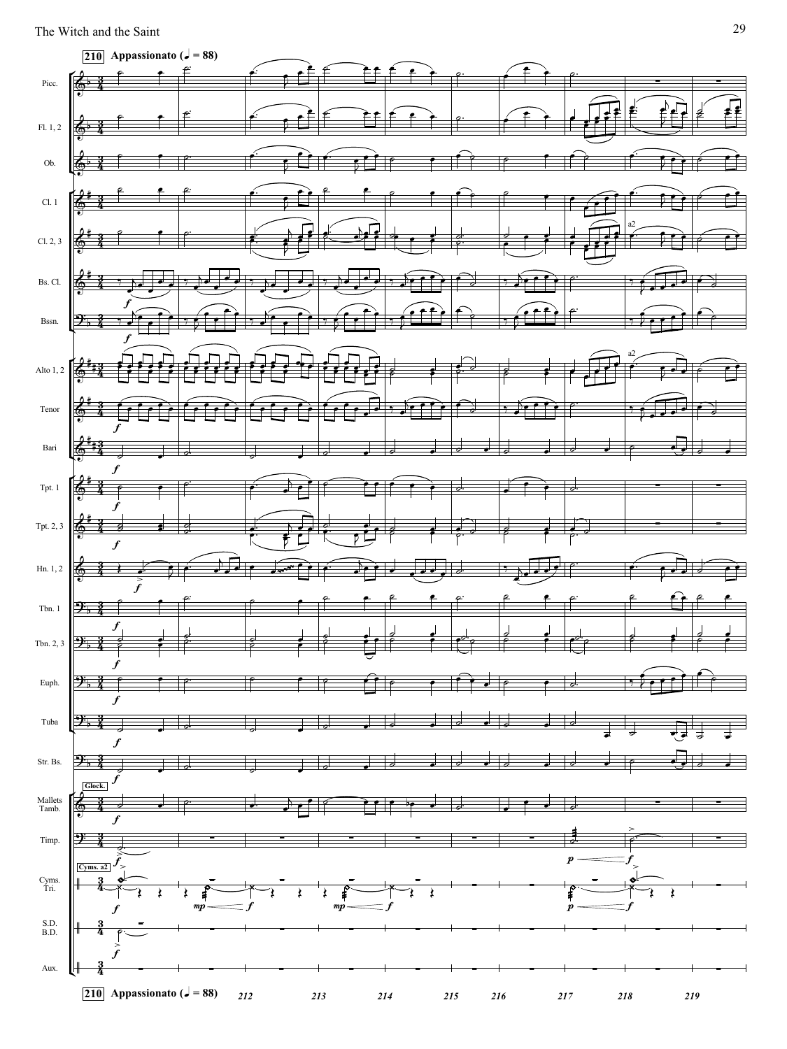**210** Appassionato (♩ = 88)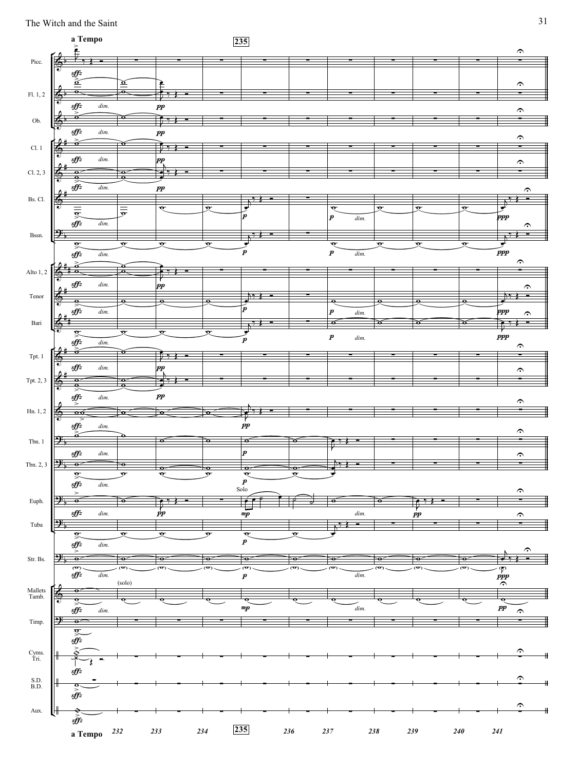a Tempo

235